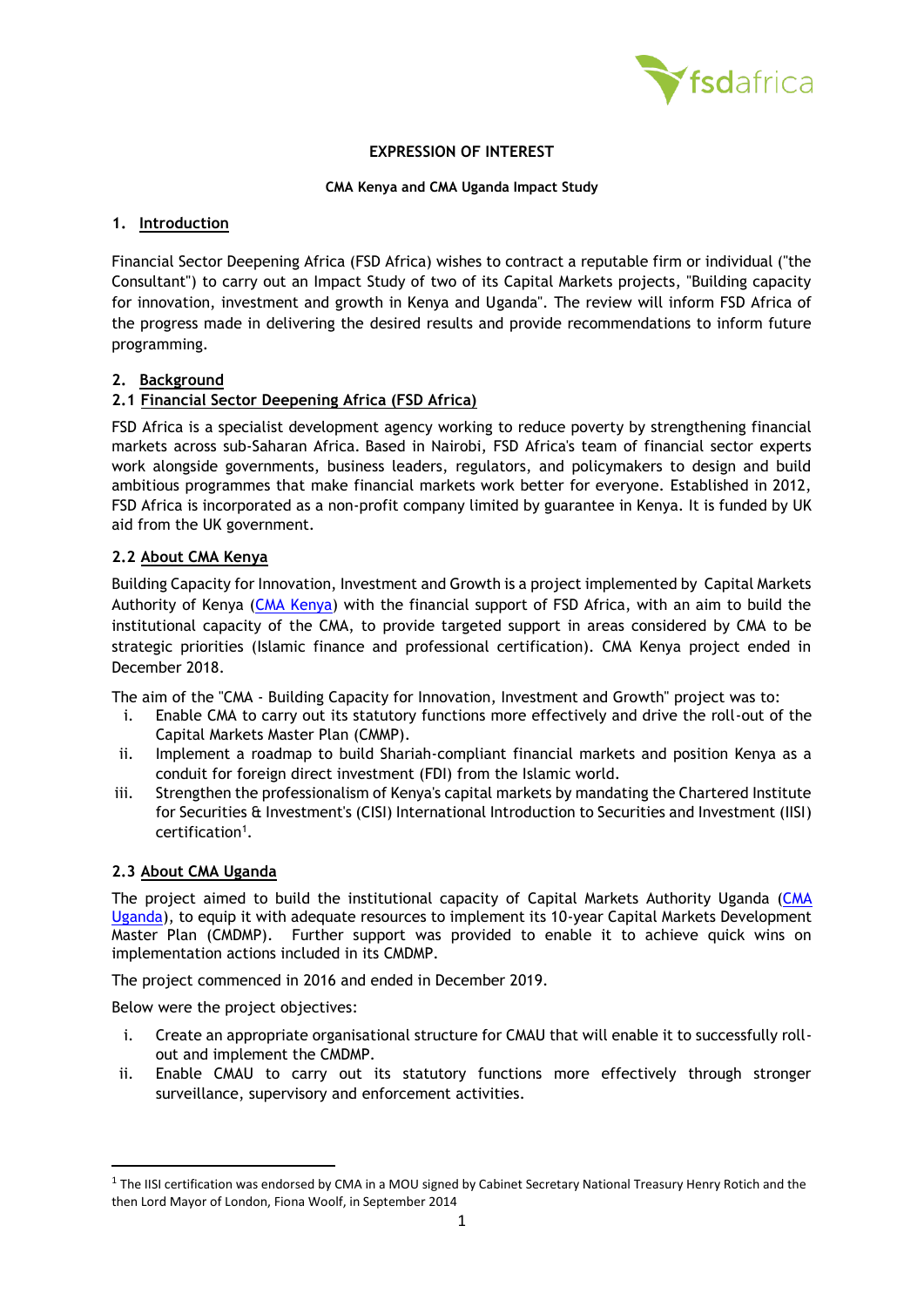# EXPRESSION OF INTEREST

**CMA Kenya and CMA Uganda Impact Study**

## 1. Introduction

Financial Sector Deepening Africa (FSD Africa) wishes to contract a reputable firm or individual ("the Consultant") to carry out an Impact Study of two of its Capital Markets projects, "Building capacity for innovation, investment and growth in Kenya and Uganda". The review will inform FSD Africa of the progress made in delivering the desired results and provide recommendations to inform future programming.

## 2. Background

### 2.1 Financial Sector Deepening Africa (FSD Africa)

FSD Africa is a specialist development agency working to reduce poverty by strengthening financial markets across sub-Saharan Africa. Based in Nairobi, FSD Africa's team of financial sector experts work alongside governments, business leaders, regulators, and policymakers to design and build ambitious programmes that make financial markets work better for everyone. Established in 2012, FSD Africa is incorporated as a non-profit company limited by guarantee in Kenya. It is funded by UK aid from the UK government.

### 2.2 About CMA Kenya

Building Capacity for Innovation, Investment and Growth is a project implemented by Capital Markets Authority of Kenya (CMA Kenya) with the financial support of FSD Africa, with an aim to build the institutional capacity of the CMA, to provide targeted support in areas considered by CMA to be strategic priorities (Islamic finance and professional certification). CMA Kenya project ended in December 2018.

The aim of the "CMA - Building Capacity for Innovation, Investment and Growth" project was to:

i. Enable CMA to carry out its statutory functions more effectively and drive the roll-out of the Capital Markets Master Plan (CMMP).
ii. Implement a roadmap to build Shariah-compliant financial markets and position Kenya as a conduit for foreign direct investment (FDI) from the Islamic world.
iii. Strengthen the professionalism of Kenya's capital markets by mandating the Chartered Institute for Securities & Investment's (CISI) International Introduction to Securities and Investment (IISI) certification[1].

### 2.3 About CMA Uganda

The project aimed to build the institutional capacity of Capital Markets Authority Uganda (CMA Uganda), to equip it with adequate resources to implement its 10-year Capital Markets Development Master Plan (CMDMP). Further support was provided to enable it to achieve quick wins on implementation actions included in its CMDMP.

The project commenced in 2016 and ended in December 2019.

Below were the project objectives:

i. Create an appropriate organisational structure for CMAU that will enable it to successfully roll-out and implement the CMDMP.
ii. Enable CMAU to carry out its statutory functions more effectively through stronger surveillance, supervisory and enforcement activities.

[1] The IISI certification was endorsed by CMA in a MOU signed by Cabinet Secretary National Treasury Henry Rotich and the then Lord Mayor of London, Fiona Woolf, in September 2014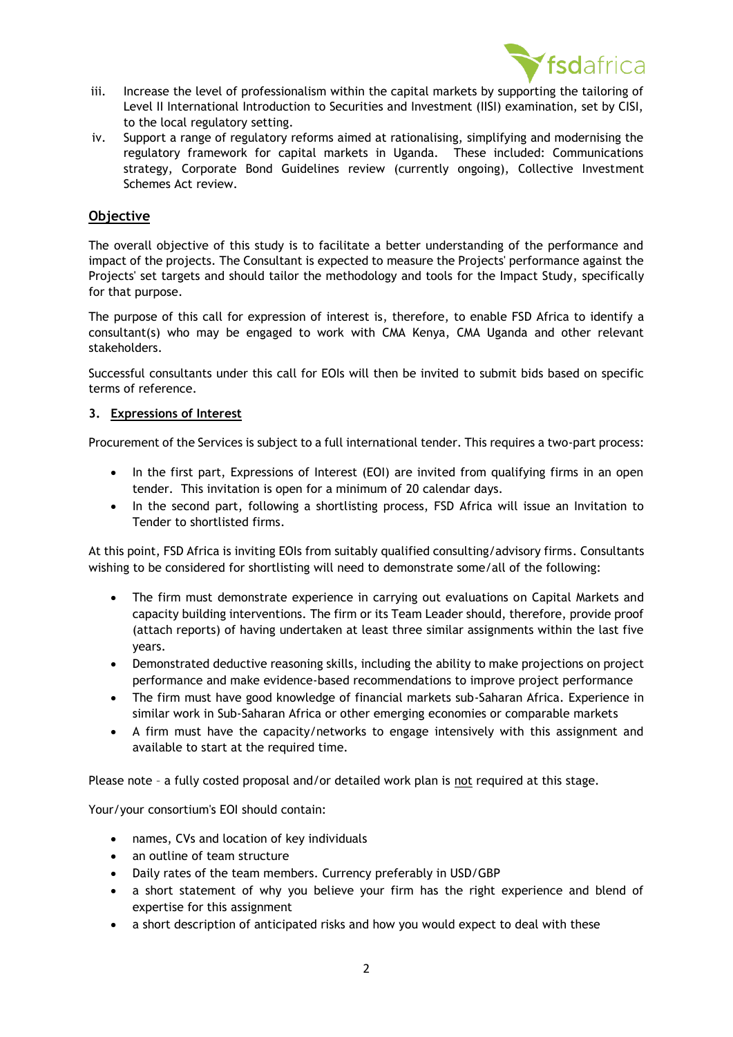iii. Increase the level of professionalism within the capital markets by supporting the tailoring of Level II International Introduction to Securities and Investment (IISI) examination, set by CISI, to the local regulatory setting.

iv. Support a range of regulatory reforms aimed at rationalising, simplifying and modernising the regulatory framework for capital markets in Uganda. These included: Communications strategy, Corporate Bond Guidelines review (currently ongoing), Collective Investment Schemes Act review.

## Objective

The overall objective of this study is to facilitate a better understanding of the performance and impact of the projects. The Consultant is expected to measure the Projects' performance against the Projects' set targets and should tailor the methodology and tools for the Impact Study, specifically for that purpose.

The purpose of this call for expression of interest is, therefore, to enable FSD Africa to identify a consultant(s) who may be engaged to work with CMA Kenya, CMA Uganda and other relevant stakeholders.

Successful consultants under this call for EOIs will then be invited to submit bids based on specific terms of reference.

## 3. Expressions of Interest

Procurement of the Services is subject to a full international tender. This requires a two-part process:

- In the first part, Expressions of Interest (EOI) are invited from qualifying firms in an open tender. This invitation is open for a minimum of 20 calendar days.
- In the second part, following a shortlisting process, FSD Africa will issue an Invitation to Tender to shortlisted firms.

At this point, FSD Africa is inviting EOIs from suitably qualified consulting/advisory firms. Consultants wishing to be considered for shortlisting will need to demonstrate some/all of the following:

- The firm must demonstrate experience in carrying out evaluations on Capital Markets and capacity building interventions. The firm or its Team Leader should, therefore, provide proof (attach reports) of having undertaken at least three similar assignments within the last five years.
- Demonstrated deductive reasoning skills, including the ability to make projections on project performance and make evidence-based recommendations to improve project performance
- The firm must have good knowledge of financial markets sub-Saharan Africa. Experience in similar work in Sub-Saharan Africa or other emerging economies or comparable markets
- A firm must have the capacity/networks to engage intensively with this assignment and available to start at the required time.

Please note – a fully costed proposal and/or detailed work plan is not required at this stage.

Your/your consortium's EOI should contain:

- names, CVs and location of key individuals
- an outline of team structure
- Daily rates of the team members. Currency preferably in USD/GBP
- a short statement of why you believe your firm has the right experience and blend of expertise for this assignment
- a short description of anticipated risks and how you would expect to deal with these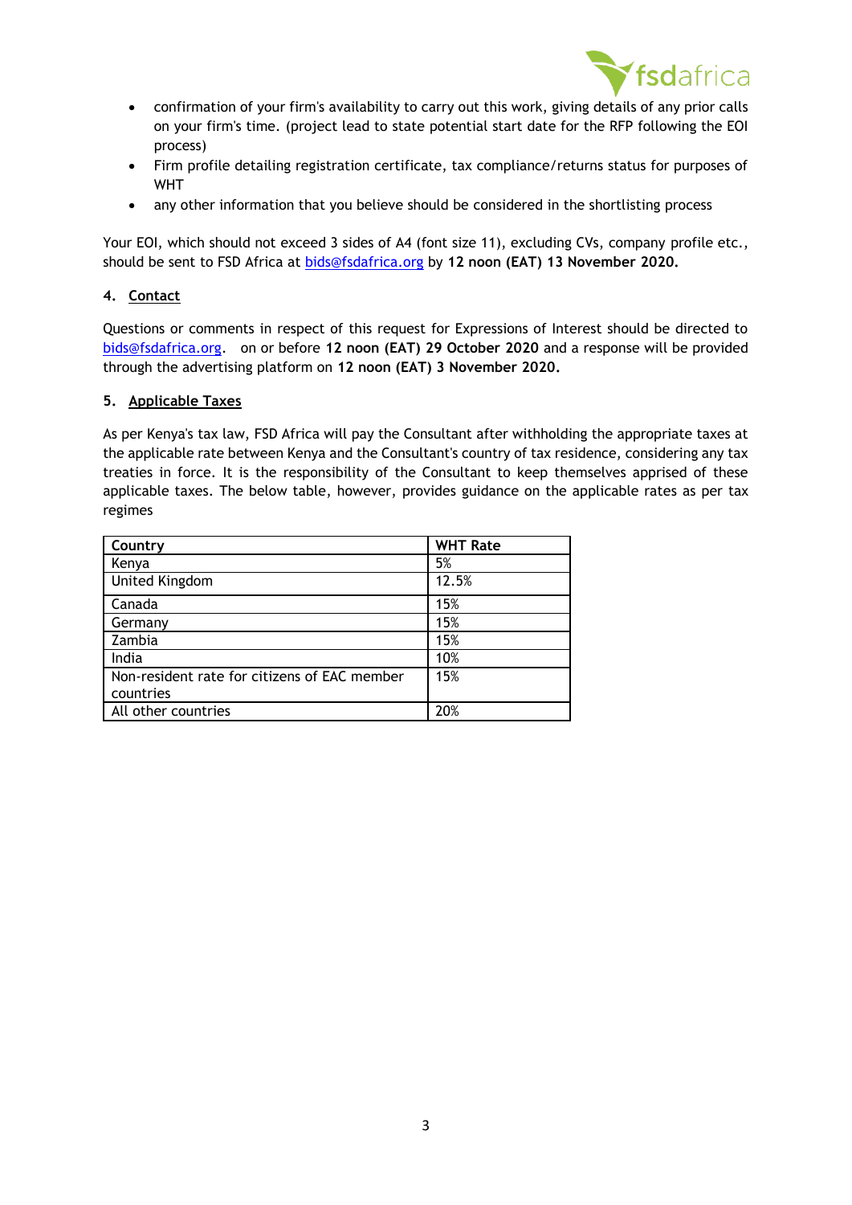- confirmation of your firm's availability to carry out this work, giving details of any prior calls on your firm's time. (project lead to state potential start date for the RFP following the EOI process)
- Firm profile detailing registration certificate, tax compliance/returns status for purposes of WHT
- any other information that you believe should be considered in the shortlisting process

Your EOI, which should not exceed 3 sides of A4 (font size 11), excluding CVs, company profile etc., should be sent to FSD Africa at bids@fsdafrica.org by **12 noon (EAT) 13 November 2020.**

## 4. Contact

Questions or comments in respect of this request for Expressions of Interest should be directed to bids@fsdafrica.org. on or before **12 noon (EAT) 29 October 2020** and a response will be provided through the advertising platform on **12 noon (EAT) 3 November 2020.**

## 5. Applicable Taxes

As per Kenya's tax law, FSD Africa will pay the Consultant after withholding the appropriate taxes at the applicable rate between Kenya and the Consultant's country of tax residence, considering any tax treaties in force. It is the responsibility of the Consultant to keep themselves apprised of these applicable taxes. The below table, however, provides guidance on the applicable rates as per tax regimes

| Country | WHT Rate |
|---|---|
| Kenya | 5% |
| United Kingdom | 12.5% |
| Canada | 15% |
| Germany | 15% |
| Zambia | 15% |
| India | 10% |
| Non-resident rate for citizens of EAC member countries | 15% |
| All other countries | 20% |